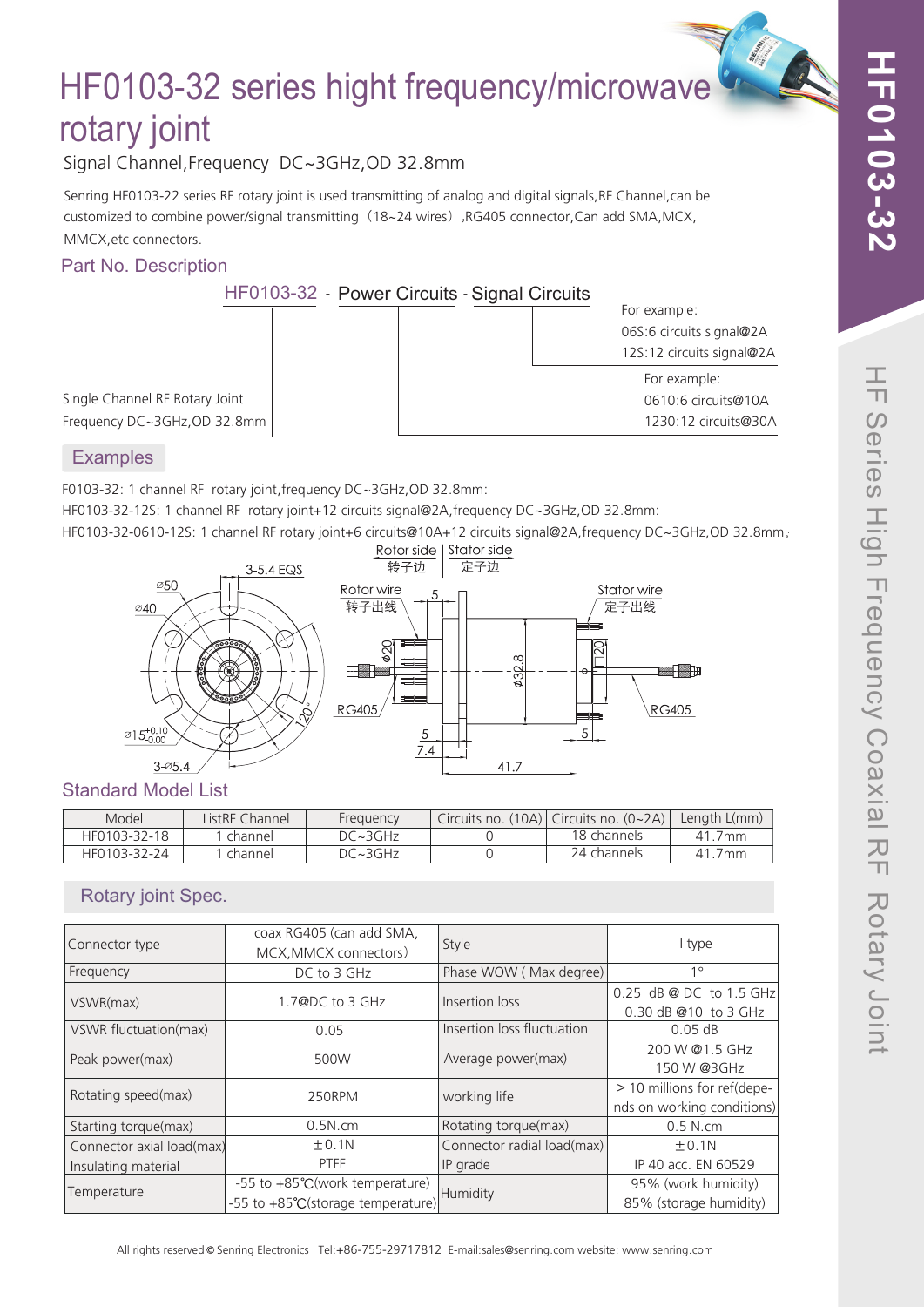# HF0103-32 series hight frequency/microwave rotary joint

Signal Channel,Frequency DC~3GHz,OD 32.8mm

Senring HF0103-22 series RF rotary joint is used transmitting of analog and digital signals,RF Channel,can be customized to combine power/signal transmitting（18~24 wires）,RG405 connector,Can add SMA,MCX, MMCX,etc connectors.

## Part No. Description

HF0103-32 - Power Circuits - Signal Circuits

Single Channel RF Rotary Joint
Frequency DC~3GHz,OD 32.8mm

For example:
0610:6 circuits@10A
1230:12 circuits@30A

For example:
06S:6 circuits signal@2A
12S:12 circuits signal@2A

## Examples

F0103-32: 1 channel RF rotary joint,frequency DC~3GHz,OD 32.8mm:

HF0103-32-12S: 1 channel RF rotary joint+12 circuits signal@2A,frequency DC~3GHz,OD 32.8mm:

HF0103-32-0610-12S: 1 channel RF rotary joint+6 circuits@10A+12 circuits signal@2A,frequency DC~3GHz,OD 32.8mm;

## Standard Model List

| Model | ListRF Channel | Frequency | Circuits no. (10A) | Circuits no. (0~2A) | Length L(mm) |
|---|---|---|---|---|---|
| HF0103-32-18 | 1 channel | DC~3GHz | 0 | 18 channels | 41.7mm |
| HF0103-32-24 | 1 channel | DC~3GHz | 0 | 24 channels | 41.7mm |

## Rotary joint Spec.

| | | | |
|---|---|---|---|
| Connector type | coax RG405 (can add SMA, MCX,MMCX connectors) | Style | I type |
| Frequency | DC to 3 GHz | Phase WOW ( Max degree) | 1° |
| VSWR(max) | 1.7@DC to 3 GHz | Insertion loss | 0.25 dB @ DC to 1.5 GHz<br>0.30 dB @10 to 3 GHz |
| VSWR fluctuation(max) | 0.05 | Insertion loss fluctuation | 0.05 dB |
| Peak power(max) | 500W | Average power(max) | 200 W @1.5 GHz<br>150 W @3GHz |
| Rotating speed(max) | 250RPM | working life | > 10 millions for ref(depends on working conditions) |
| Starting torque(max) | 0.5N.cm | Rotating torque(max) | 0.5 N.cm |
| Connector axial load(max) | ±0.1N | Connector radial load(max) | ±0.1N |
| Insulating material | PTFE | IP grade | IP 40 acc. EN 60529 |
| Temperature | -55 to +85℃(work temperature)<br>-55 to +85℃(storage temperature) | Humidity | 95% (work humidity)<br>85% (storage humidity) |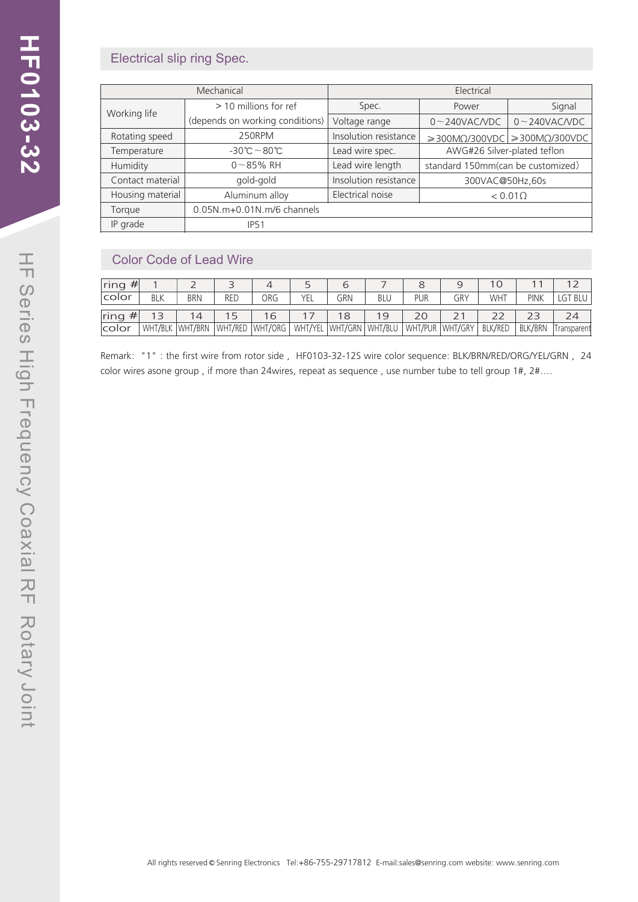## Electrical slip ring Spec.

| Mechanical | | Electrical | | |
|---|---|---|---|---|
| Working life | > 10 millions for ref (depends on working conditions) | Spec. | Power | Signal |
| | | Voltage range | 0～240VAC/VDC | 0～240VAC/VDC |
| Rotating speed | 250RPM | Insolution resistance | ≥300MΩ/300VDC | ≥300MΩ/300VDC |
| Temperature | -30℃～80℃ | Lead wire spec. | AWG#26 Silver-plated teflon | |
| Humidity | 0～85% RH | Lead wire length | standard 150mm(can be customized) | |
| Contact material | gold-gold | Insolution resistance | 300VAC@50Hz,60s | |
| Housing material | Aluminum alloy | Electrical noise | ＜0.01Ω | |
| Torque | 0.05N.m+0.01N.m/6 channels | | | |
| IP grade | IP51 | | | |

## Color Code of Lead Wire

| ring # | 1 | 2 | 3 | 4 | 5 | 6 | 7 | 8 | 9 | 10 | 11 | 12 |
|---|---|---|---|---|---|---|---|---|---|---|---|---|
| color | BLK | BRN | RED | ORG | YEL | GRN | BLU | PUR | GRY | WHT | PINK | LGT BLU |
| ring # | 13 | 14 | 15 | 16 | 17 | 18 | 19 | 20 | 21 | 22 | 23 | 24 |
| color | WHT/BLK | WHT/BRN | WHT/RED | WHT/ORG | WHT/YEL | WHT/GRN | WHT/BLU | WHT/PUR | WHT/GRY | BLK/RED | BLK/BRN | Transparent |

Remark: "1" : the first wire from rotor side , HF0103-32-12S wire color sequence: BLK/BRN/RED/ORG/YEL/GRN , 24 color wires asone group , if more than 24wires, repeat as sequence , use number tube to tell group 1#, 2#….